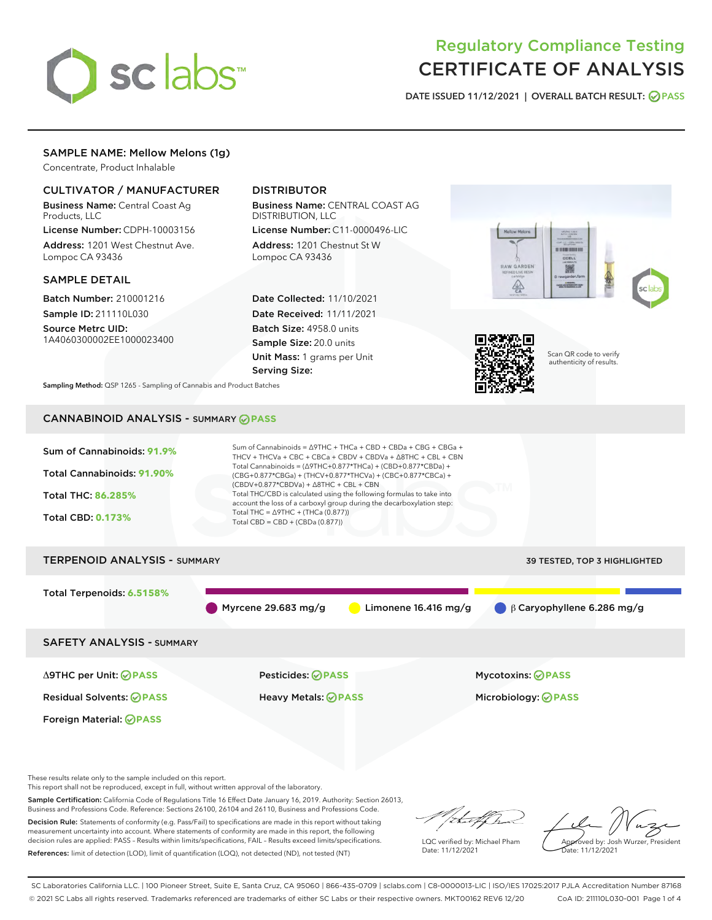# Regulatory Compliance Testing CERTIFICATE OF ANALYSIS

DATE ISSUED 11/12/2021 | OVERALL BATCH RESULT: PASS

## SAMPLE NAME: Mellow Melons (1g)

Concentrate, Product Inhalable

### CULTIVATOR / MANUFACTURER

**Business Name:** Central Coast Ag Products, LLC

**License Number:** CDPH-10003156

**Address:** 1201 West Chestnut Ave. Lompoc CA 93436

### DISTRIBUTOR

**Business Name:** CENTRAL COAST AG DISTRIBUTION, LLC

**License Number:** C11-0000496-LIC

**Address:** 1201 Chestnut St W Lompoc CA 93436

### SAMPLE DETAIL

**Batch Number:** 210001216

**Sample ID:** 211110L030

**Source Metrc UID:** 1A4060300002EE1000023400

**Date Collected:** 11/10/2021

**Date Received:** 11/11/2021

**Batch Size:** 4958.0 units

**Sample Size:** 20.0 units

**Unit Mass:** 1 grams per Unit

**Serving Size:**

Scan QR code to verify authenticity of results.

**Sampling Method:** QSP 1265 - Sampling of Cannabis and Product Batches

## CANNABINOID ANALYSIS - SUMMARY PASS

**Sum of Cannabinoids:** 91.9%

**Total Cannabinoids:** 91.90%

**Total THC:** 86.285%

**Total CBD:** 0.173%

Sum of Cannabinoids = Δ9THC + THCa + CBD + CBDa + CBG + CBGa + THCV + THCVa + CBC + CBCa + CBDV + CBDVa + Δ8THC + CBL + CBN

Total Cannabinoids = (Δ9THC+0.877*THCa) + (CBD+0.877*CBDa) + (CBG+0.877*CBGa) + (THCV+0.877*THCVa) + (CBC+0.877*CBCa) + (CBDV+0.877*CBDVa) + Δ8THC + CBL + CBN

Total THC/CBD is calculated using the following formulas to take into account the loss of a carboxyl group during the decarboxylation step:

Total THC = Δ9THC + (THCa (0.877))

Total CBD = CBD + (CBDa (0.877))

## TERPENOID ANALYSIS - SUMMARY

39 TESTED, TOP 3 HIGHLIGHTED

**Total Terpenoids:** 6.5158%

Myrcene 29.683 mg/g | Limonene 16.416 mg/g | β Caryophyllene 6.286 mg/g

## SAFETY ANALYSIS - SUMMARY

| | | |
|---|---|---|
| Δ9THC per Unit: PASS | Pesticides: PASS | Mycotoxins: PASS |
| Residual Solvents: PASS | Heavy Metals: PASS | Microbiology: PASS |
| Foreign Material: PASS | | |

These results relate only to the sample included on this report.
This report shall not be reproduced, except in full, without written approval of the laboratory.

**Sample Certification:** California Code of Regulations Title 16 Effect Date January 16, 2019. Authority: Section 26013, Business and Professions Code. Reference: Sections 26100, 26104 and 26110, Business and Professions Code.

**Decision Rule:** Statements of conformity (e.g. Pass/Fail) to specifications are made in this report without taking measurement uncertainty into account. Where statements of conformity are made in this report, the following decision rules are applied: PASS - Results within limits/specifications, FAIL - Results exceed limits/specifications.

**References:** limit of detection (LOD), limit of quantification (LOQ), not detected (ND), not tested (NT)

LQC verified by: Michael Pham
Date: 11/12/2021

Approved by: Josh Wurzer, President
Date: 11/12/2021

SC Laboratories California LLC. | 100 Pioneer Street, Suite E, Santa Cruz, CA 95060 | 866-435-0709 | sclabs.com | C8-0000013-LIC | ISO/IES 17025:2017 PJLA Accreditation Number 87168
© 2021 SC Labs all rights reserved. Trademarks referenced are trademarks of either SC Labs or their respective owners. MKT00162 REV6 12/20 CoA ID: 211110L030-001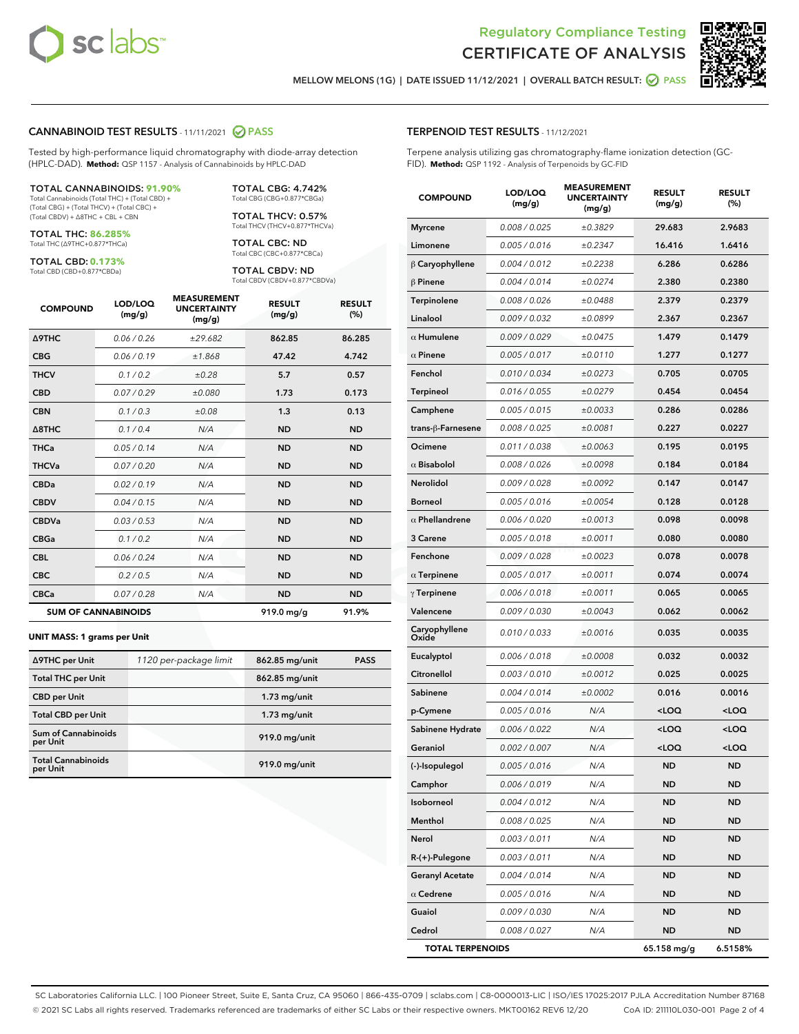# Regulatory Compliance Testing
# CERTIFICATE OF ANALYSIS

MELLOW MELONS (1G) | DATE ISSUED 11/12/2021 | OVERALL BATCH RESULT: PASS

## CANNABINOID TEST RESULTS - 11/11/2021 PASS

Tested by high-performance liquid chromatography with diode-array detection (HPLC-DAD). **Method:** QSP 1157 - Analysis of Cannabinoids by HPLC-DAD

**TOTAL CANNABINOIDS: 91.90%**
Total Cannabinoids (Total THC) + (Total CBD) + (Total CBG) + (Total THCV) + (Total CBC) + (Total CBDV) + Δ8THC + CBL + CBN

**TOTAL THC: 86.285%**
Total THC (Δ9THC+0.877*THCa)

**TOTAL CBD: 0.173%**
Total CBD (CBD+0.877*CBDa)

**TOTAL CBG: 4.742%**
Total CBG (CBG+0.877*CBGa)

**TOTAL THCV: 0.57%**
Total THCV (THCV+0.877*THCVa)

**TOTAL CBC: ND**
Total CBC (CBC+0.877*CBCa)

**TOTAL CBDV: ND**
Total CBDV (CBDV+0.877*CBDVa)

| COMPOUND | LOD/LOQ (mg/g) | MEASUREMENT UNCERTAINTY (mg/g) | RESULT (mg/g) | RESULT (%) |
|---|---|---|---|---|
| Δ9THC | 0.06 / 0.26 | ±29.682 | 862.85 | 86.285 |
| CBG | 0.06 / 0.19 | ±1.868 | 47.42 | 4.742 |
| THCV | 0.1 / 0.2 | ±0.28 | 5.7 | 0.57 |
| CBD | 0.07 / 0.29 | ±0.080 | 1.73 | 0.173 |
| CBN | 0.1 / 0.3 | ±0.08 | 1.3 | 0.13 |
| Δ8THC | 0.1 / 0.4 | N/A | ND | ND |
| THCa | 0.05 / 0.14 | N/A | ND | ND |
| THCVa | 0.07 / 0.20 | N/A | ND | ND |
| CBDa | 0.02 / 0.19 | N/A | ND | ND |
| CBDV | 0.04 / 0.15 | N/A | ND | ND |
| CBDVa | 0.03 / 0.53 | N/A | ND | ND |
| CBGa | 0.1 / 0.2 | N/A | ND | ND |
| CBL | 0.06 / 0.24 | N/A | ND | ND |
| CBC | 0.2 / 0.5 | N/A | ND | ND |
| CBCa | 0.07 / 0.28 | N/A | ND | ND |
| **SUM OF CANNABINOIDS** | | | 919.0 mg/g | 91.9% |

**UNIT MASS: 1 grams per Unit**

| | | | |
|---|---|---|---|
| Δ9THC per Unit | 1120 per-package limit | 862.85 mg/unit | PASS |
| Total THC per Unit | | 862.85 mg/unit | |
| CBD per Unit | | 1.73 mg/unit | |
| Total CBD per Unit | | 1.73 mg/unit | |
| Sum of Cannabinoids per Unit | | 919.0 mg/unit | |
| Total Cannabinoids per Unit | | 919.0 mg/unit | |

## TERPENOID TEST RESULTS - 11/12/2021

Terpene analysis utilizing gas chromatography-flame ionization detection (GC-FID). **Method:** QSP 1192 - Analysis of Terpenoids by GC-FID

| COMPOUND | LOD/LOQ (mg/g) | MEASUREMENT UNCERTAINTY (mg/g) | RESULT (mg/g) | RESULT (%) |
|---|---|---|---|---|
| Myrcene | 0.008 / 0.025 | ±0.3829 | 29.683 | 2.9683 |
| Limonene | 0.005 / 0.016 | ±0.2347 | 16.416 | 1.6416 |
| β Caryophyllene | 0.004 / 0.012 | ±0.2238 | 6.286 | 0.6286 |
| β Pinene | 0.004 / 0.014 | ±0.0274 | 2.380 | 0.2380 |
| Terpinolene | 0.008 / 0.026 | ±0.0488 | 2.379 | 0.2379 |
| Linalool | 0.009 / 0.032 | ±0.0899 | 2.367 | 0.2367 |
| α Humulene | 0.009 / 0.029 | ±0.0475 | 1.479 | 0.1479 |
| α Pinene | 0.005 / 0.017 | ±0.0110 | 1.277 | 0.1277 |
| Fenchol | 0.010 / 0.034 | ±0.0273 | 0.705 | 0.0705 |
| Terpineol | 0.016 / 0.055 | ±0.0279 | 0.454 | 0.0454 |
| Camphene | 0.005 / 0.015 | ±0.0033 | 0.286 | 0.0286 |
| trans-β-Farnesene | 0.008 / 0.025 | ±0.0081 | 0.227 | 0.0227 |
| Ocimene | 0.011 / 0.038 | ±0.0063 | 0.195 | 0.0195 |
| α Bisabolol | 0.008 / 0.026 | ±0.0098 | 0.184 | 0.0184 |
| Nerolidol | 0.009 / 0.028 | ±0.0092 | 0.147 | 0.0147 |
| Borneol | 0.005 / 0.016 | ±0.0054 | 0.128 | 0.0128 |
| α Phellandrene | 0.006 / 0.020 | ±0.0013 | 0.098 | 0.0098 |
| 3 Carene | 0.005 / 0.018 | ±0.0011 | 0.080 | 0.0080 |
| Fenchone | 0.009 / 0.028 | ±0.0023 | 0.078 | 0.0078 |
| α Terpinene | 0.005 / 0.017 | ±0.0011 | 0.074 | 0.0074 |
| γ Terpinene | 0.006 / 0.018 | ±0.0011 | 0.065 | 0.0065 |
| Valencene | 0.009 / 0.030 | ±0.0043 | 0.062 | 0.0062 |
| Caryophyllene Oxide | 0.010 / 0.033 | ±0.0016 | 0.035 | 0.0035 |
| Eucalyptol | 0.006 / 0.018 | ±0.0008 | 0.032 | 0.0032 |
| Citronellol | 0.003 / 0.010 | ±0.0012 | 0.025 | 0.0025 |
| Sabinene | 0.004 / 0.014 | ±0.0002 | 0.016 | 0.0016 |
| p-Cymene | 0.005 / 0.016 | N/A | <LOQ | <LOQ |
| Sabinene Hydrate | 0.006 / 0.022 | N/A | <LOQ | <LOQ |
| Geraniol | 0.002 / 0.007 | N/A | <LOQ | <LOQ |
| (-)-Isopulegol | 0.005 / 0.016 | N/A | ND | ND |
| Camphor | 0.006 / 0.019 | N/A | ND | ND |
| Isoborneol | 0.004 / 0.012 | N/A | ND | ND |
| Menthol | 0.008 / 0.025 | N/A | ND | ND |
| Nerol | 0.003 / 0.011 | N/A | ND | ND |
| R-(+)-Pulegone | 0.003 / 0.011 | N/A | ND | ND |
| Geranyl Acetate | 0.004 / 0.014 | N/A | ND | ND |
| α Cedrene | 0.005 / 0.016 | N/A | ND | ND |
| Guaiol | 0.009 / 0.030 | N/A | ND | ND |
| Cedrol | 0.008 / 0.027 | N/A | ND | ND |
| **TOTAL TERPENOIDS** | | | 65.158 mg/g | 6.5158% |

SC Laboratories California LLC. | 100 Pioneer Street, Suite E, Santa Cruz, CA 95060 | 866-435-0709 | sclabs.com | C8-0000013-LIC | ISO/IES 17025:2017 PJLA Accreditation Number 87168
© 2021 SC Labs all rights reserved. Trademarks referenced are trademarks of either SC Labs or their respective owners. MKT00162 REV6 12/20 CoA ID: 211110L030-001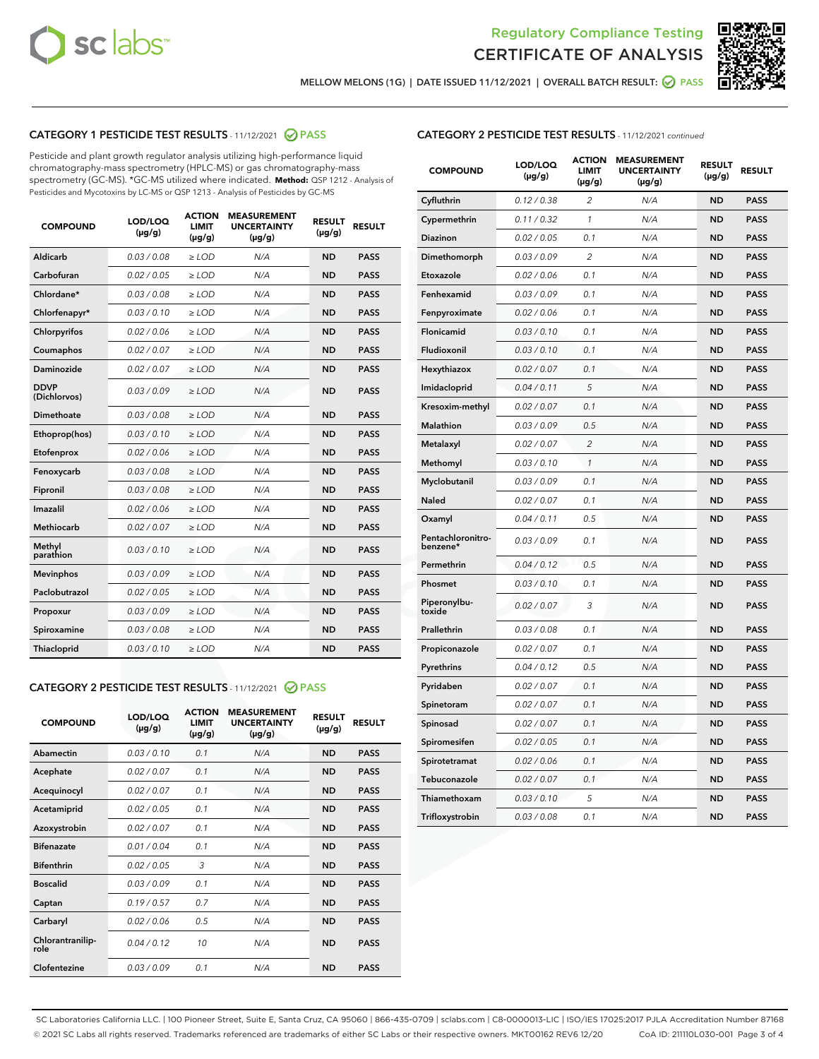Regulatory Compliance Testing

CERTIFICATE OF ANALYSIS

MELLOW MELONS (1G) | DATE ISSUED 11/12/2021 | OVERALL BATCH RESULT: PASS

## CATEGORY 1 PESTICIDE TEST RESULTS - 11/12/2021 PASS

Pesticide and plant growth regulator analysis utilizing high-performance liquid chromatography-mass spectrometry (HPLC-MS) or gas chromatography-mass spectrometry (GC-MS). *GC-MS utilized where indicated. **Method:** QSP 1212 - Analysis of Pesticides and Mycotoxins by LC-MS or QSP 1213 - Analysis of Pesticides by GC-MS

| COMPOUND | LOD/LOQ (µg/g) | ACTION LIMIT (µg/g) | MEASUREMENT UNCERTAINTY (µg/g) | RESULT (µg/g) | RESULT |
|---|---|---|---|---|---|
| Aldicarb | 0.03 / 0.08 | ≥ LOD | N/A | ND | PASS |
| Carbofuran | 0.02 / 0.05 | ≥ LOD | N/A | ND | PASS |
| Chlordane* | 0.03 / 0.08 | ≥ LOD | N/A | ND | PASS |
| Chlorfenapyr* | 0.03 / 0.10 | ≥ LOD | N/A | ND | PASS |
| Chlorpyrifos | 0.02 / 0.06 | ≥ LOD | N/A | ND | PASS |
| Coumaphos | 0.02 / 0.07 | ≥ LOD | N/A | ND | PASS |
| Daminozide | 0.02 / 0.07 | ≥ LOD | N/A | ND | PASS |
| DDVP (Dichlorvos) | 0.03 / 0.09 | ≥ LOD | N/A | ND | PASS |
| Dimethoate | 0.03 / 0.08 | ≥ LOD | N/A | ND | PASS |
| Ethoprop(hos) | 0.03 / 0.10 | ≥ LOD | N/A | ND | PASS |
| Etofenprox | 0.02 / 0.06 | ≥ LOD | N/A | ND | PASS |
| Fenoxycarb | 0.03 / 0.08 | ≥ LOD | N/A | ND | PASS |
| Fipronil | 0.03 / 0.08 | ≥ LOD | N/A | ND | PASS |
| Imazalil | 0.02 / 0.06 | ≥ LOD | N/A | ND | PASS |
| Methiocarb | 0.02 / 0.07 | ≥ LOD | N/A | ND | PASS |
| Methyl parathion | 0.03 / 0.10 | ≥ LOD | N/A | ND | PASS |
| Mevinphos | 0.03 / 0.09 | ≥ LOD | N/A | ND | PASS |
| Paclobutrazol | 0.02 / 0.05 | ≥ LOD | N/A | ND | PASS |
| Propoxur | 0.03 / 0.09 | ≥ LOD | N/A | ND | PASS |
| Spiroxamine | 0.03 / 0.08 | ≥ LOD | N/A | ND | PASS |
| Thiacloprid | 0.03 / 0.10 | ≥ LOD | N/A | ND | PASS |

## CATEGORY 2 PESTICIDE TEST RESULTS - 11/12/2021 PASS

| COMPOUND | LOD/LOQ (µg/g) | ACTION LIMIT (µg/g) | MEASUREMENT UNCERTAINTY (µg/g) | RESULT (µg/g) | RESULT |
|---|---|---|---|---|---|
| Abamectin | 0.03 / 0.10 | 0.1 | N/A | ND | PASS |
| Acephate | 0.02 / 0.07 | 0.1 | N/A | ND | PASS |
| Acequinocyl | 0.02 / 0.07 | 0.1 | N/A | ND | PASS |
| Acetamiprid | 0.02 / 0.05 | 0.1 | N/A | ND | PASS |
| Azoxystrobin | 0.02 / 0.07 | 0.1 | N/A | ND | PASS |
| Bifenazate | 0.01 / 0.04 | 0.1 | N/A | ND | PASS |
| Bifenthrin | 0.02 / 0.05 | 3 | N/A | ND | PASS |
| Boscalid | 0.03 / 0.09 | 0.1 | N/A | ND | PASS |
| Captan | 0.19 / 0.57 | 0.7 | N/A | ND | PASS |
| Carbaryl | 0.02 / 0.06 | 0.5 | N/A | ND | PASS |
| Chlorantraniliprole | 0.04 / 0.12 | 10 | N/A | ND | PASS |
| Clofentezine | 0.03 / 0.09 | 0.1 | N/A | ND | PASS |
| Cyfluthrin | 0.12 / 0.38 | 2 | N/A | ND | PASS |
| Cypermethrin | 0.11 / 0.32 | 1 | N/A | ND | PASS |
| Diazinon | 0.02 / 0.05 | 0.1 | N/A | ND | PASS |
| Dimethomorph | 0.03 / 0.09 | 2 | N/A | ND | PASS |
| Etoxazole | 0.02 / 0.06 | 0.1 | N/A | ND | PASS |
| Fenhexamid | 0.03 / 0.09 | 0.1 | N/A | ND | PASS |
| Fenpyroximate | 0.02 / 0.06 | 0.1 | N/A | ND | PASS |
| Flonicamid | 0.03 / 0.10 | 0.1 | N/A | ND | PASS |
| Fludioxonil | 0.03 / 0.10 | 0.1 | N/A | ND | PASS |
| Hexythiazox | 0.02 / 0.07 | 0.1 | N/A | ND | PASS |
| Imidacloprid | 0.04 / 0.11 | 5 | N/A | ND | PASS |
| Kresoxim-methyl | 0.02 / 0.07 | 0.1 | N/A | ND | PASS |
| Malathion | 0.03 / 0.09 | 0.5 | N/A | ND | PASS |
| Metalaxyl | 0.02 / 0.07 | 2 | N/A | ND | PASS |
| Methomyl | 0.03 / 0.10 | 1 | N/A | ND | PASS |
| Myclobutanil | 0.03 / 0.09 | 0.1 | N/A | ND | PASS |
| Naled | 0.02 / 0.07 | 0.1 | N/A | ND | PASS |
| Oxamyl | 0.04 / 0.11 | 0.5 | N/A | ND | PASS |
| Pentachloronitrobenzene* | 0.03 / 0.09 | 0.1 | N/A | ND | PASS |
| Permethrin | 0.04 / 0.12 | 0.5 | N/A | ND | PASS |
| Phosmet | 0.03 / 0.10 | 0.1 | N/A | ND | PASS |
| Piperonylbutoxide | 0.02 / 0.07 | 3 | N/A | ND | PASS |
| Prallethrin | 0.03 / 0.08 | 0.1 | N/A | ND | PASS |
| Propiconazole | 0.02 / 0.07 | 0.1 | N/A | ND | PASS |
| Pyrethrins | 0.04 / 0.12 | 0.5 | N/A | ND | PASS |
| Pyridaben | 0.02 / 0.07 | 0.1 | N/A | ND | PASS |
| Spinetoram | 0.02 / 0.07 | 0.1 | N/A | ND | PASS |
| Spinosad | 0.02 / 0.07 | 0.1 | N/A | ND | PASS |
| Spiromesifen | 0.02 / 0.05 | 0.1 | N/A | ND | PASS |
| Spirotetramat | 0.02 / 0.06 | 0.1 | N/A | ND | PASS |
| Tebuconazole | 0.02 / 0.07 | 0.1 | N/A | ND | PASS |
| Thiamethoxam | 0.03 / 0.10 | 5 | N/A | ND | PASS |
| Trifloxystrobin | 0.03 / 0.08 | 0.1 | N/A | ND | PASS |

SC Laboratories California LLC. | 100 Pioneer Street, Suite E, Santa Cruz, CA 95060 | 866-435-0709 | sclabs.com | C8-0000013-LIC | ISO/IES 17025:2017 PJLA Accreditation Number 87168
© 2021 SC Labs all rights reserved. Trademarks referenced are trademarks of either SC Labs or their respective owners. MKT00162 REV6 12/20 CoA ID: 211110L030-001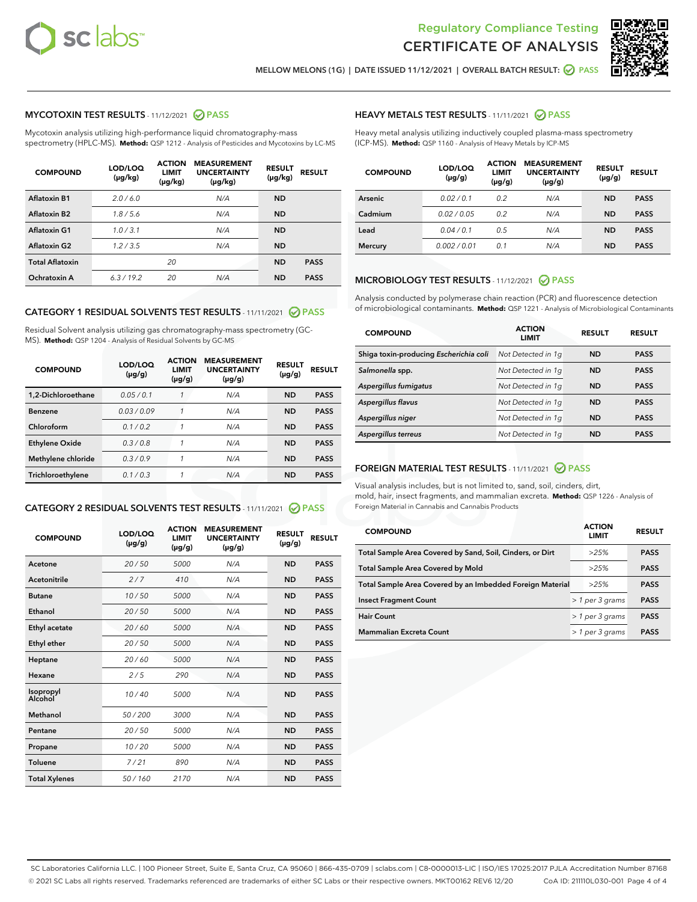# Regulatory Compliance Testing
# CERTIFICATE OF ANALYSIS

MELLOW MELONS (1G) | DATE ISSUED 11/12/2021 | OVERALL BATCH RESULT: PASS

## MYCOTOXIN TEST RESULTS - 11/12/2021 PASS

Mycotoxin analysis utilizing high-performance liquid chromatography-mass spectrometry (HPLC-MS). **Method:** QSP 1212 - Analysis of Pesticides and Mycotoxins by LC-MS

| COMPOUND | LOD/LOQ (μg/kg) | ACTION LIMIT (μg/kg) | MEASUREMENT UNCERTAINTY (μg/kg) | RESULT (μg/kg) | RESULT |
|---|---|---|---|---|---|
| Aflatoxin B1 | 2.0 / 6.0 | | N/A | ND | |
| Aflatoxin B2 | 1.8 / 5.6 | | N/A | ND | |
| Aflatoxin G1 | 1.0 / 3.1 | | N/A | ND | |
| Aflatoxin G2 | 1.2 / 3.5 | | N/A | ND | |
| Total Aflatoxin | | 20 | | ND | PASS |
| Ochratoxin A | 6.3 / 19.2 | 20 | N/A | ND | PASS |

## CATEGORY 1 RESIDUAL SOLVENTS TEST RESULTS - 11/11/2021 PASS

Residual Solvent analysis utilizing gas chromatography-mass spectrometry (GC-MS). **Method:** QSP 1204 - Analysis of Residual Solvents by GC-MS

| COMPOUND | LOD/LOQ (μg/g) | ACTION LIMIT (μg/g) | MEASUREMENT UNCERTAINTY (μg/g) | RESULT (μg/g) | RESULT |
|---|---|---|---|---|---|
| 1,2-Dichloroethane | 0.05 / 0.1 | 1 | N/A | ND | PASS |
| Benzene | 0.03 / 0.09 | 1 | N/A | ND | PASS |
| Chloroform | 0.1 / 0.2 | 1 | N/A | ND | PASS |
| Ethylene Oxide | 0.3 / 0.8 | 1 | N/A | ND | PASS |
| Methylene chloride | 0.3 / 0.9 | 1 | N/A | ND | PASS |
| Trichloroethylene | 0.1 / 0.3 | 1 | N/A | ND | PASS |

## CATEGORY 2 RESIDUAL SOLVENTS TEST RESULTS - 11/11/2021 PASS

| COMPOUND | LOD/LOQ (μg/g) | ACTION LIMIT (μg/g) | MEASUREMENT UNCERTAINTY (μg/g) | RESULT (μg/g) | RESULT |
|---|---|---|---|---|---|
| Acetone | 20 / 50 | 5000 | N/A | ND | PASS |
| Acetonitrile | 2 / 7 | 410 | N/A | ND | PASS |
| Butane | 10 / 50 | 5000 | N/A | ND | PASS |
| Ethanol | 20 / 50 | 5000 | N/A | ND | PASS |
| Ethyl acetate | 20 / 60 | 5000 | N/A | ND | PASS |
| Ethyl ether | 20 / 50 | 5000 | N/A | ND | PASS |
| Heptane | 20 / 60 | 5000 | N/A | ND | PASS |
| Hexane | 2 / 5 | 290 | N/A | ND | PASS |
| Isopropyl Alcohol | 10 / 40 | 5000 | N/A | ND | PASS |
| Methanol | 50 / 200 | 3000 | N/A | ND | PASS |
| Pentane | 20 / 50 | 5000 | N/A | ND | PASS |
| Propane | 10 / 20 | 5000 | N/A | ND | PASS |
| Toluene | 7 / 21 | 890 | N/A | ND | PASS |
| Total Xylenes | 50 / 160 | 2170 | N/A | ND | PASS |

## HEAVY METALS TEST RESULTS - 11/11/2021 PASS

Heavy metal analysis utilizing inductively coupled plasma-mass spectrometry (ICP-MS). **Method:** QSP 1160 - Analysis of Heavy Metals by ICP-MS

| COMPOUND | LOD/LOQ (μg/g) | ACTION LIMIT (μg/g) | MEASUREMENT UNCERTAINTY (μg/g) | RESULT (μg/g) | RESULT |
|---|---|---|---|---|---|
| Arsenic | 0.02 / 0.1 | 0.2 | N/A | ND | PASS |
| Cadmium | 0.02 / 0.05 | 0.2 | N/A | ND | PASS |
| Lead | 0.04 / 0.1 | 0.5 | N/A | ND | PASS |
| Mercury | 0.002 / 0.01 | 0.1 | N/A | ND | PASS |

## MICROBIOLOGY TEST RESULTS - 11/12/2021 PASS

Analysis conducted by polymerase chain reaction (PCR) and fluorescence detection of microbiological contaminants. **Method:** QSP 1221 - Analysis of Microbiological Contaminants

| COMPOUND | ACTION LIMIT | RESULT | RESULT |
|---|---|---|---|
| Shiga toxin-producing *Escherichia coli* | Not Detected in 1g | ND | PASS |
| *Salmonella* spp. | Not Detected in 1g | ND | PASS |
| *Aspergillus fumigatus* | Not Detected in 1g | ND | PASS |
| *Aspergillus flavus* | Not Detected in 1g | ND | PASS |
| *Aspergillus niger* | Not Detected in 1g | ND | PASS |
| *Aspergillus terreus* | Not Detected in 1g | ND | PASS |

## FOREIGN MATERIAL TEST RESULTS - 11/11/2021 PASS

Visual analysis includes, but is not limited to, sand, soil, cinders, dirt, mold, hair, insect fragments, and mammalian excreta. **Method:** QSP 1226 - Analysis of Foreign Material in Cannabis and Cannabis Products

| COMPOUND | ACTION LIMIT | RESULT |
|---|---|---|
| Total Sample Area Covered by Sand, Soil, Cinders, or Dirt | >25% | PASS |
| Total Sample Area Covered by Mold | >25% | PASS |
| Total Sample Area Covered by an Imbedded Foreign Material | >25% | PASS |
| Insect Fragment Count | > 1 per 3 grams | PASS |
| Hair Count | > 1 per 3 grams | PASS |
| Mammalian Excreta Count | > 1 per 3 grams | PASS |

SC Laboratories California LLC. | 100 Pioneer Street, Suite E, Santa Cruz, CA 95060 | 866-435-0709 | sclabs.com | C8-0000013-LIC | ISO/IES 17025:2017 PJLA Accreditation Number 87168
© 2021 SC Labs all rights reserved. Trademarks referenced are trademarks of either SC Labs or their respective owners. MKT00162 REV6 12/20 CoA ID: 211110L030-001